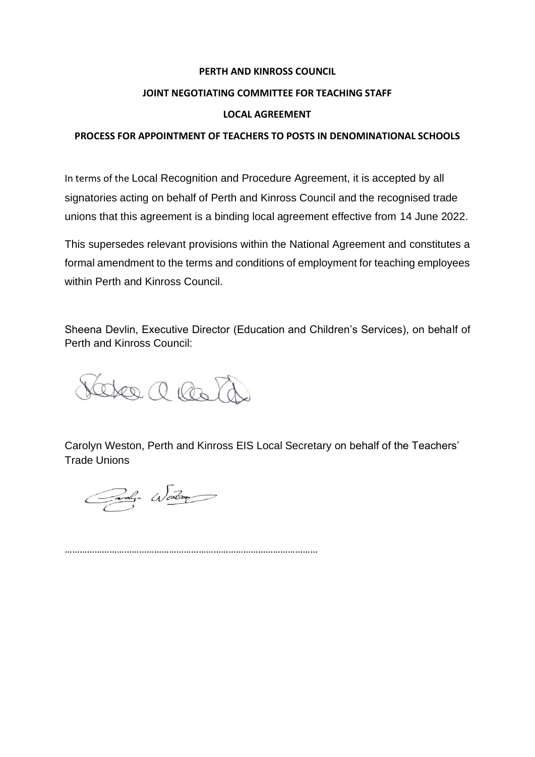**PERTH AND KINROSS COUNCIL**

**JOINT NEGOTIATING COMMITTEE FOR TEACHING STAFF**

**LOCAL AGREEMENT**

**PROCESS FOR APPOINTMENT OF TEACHERS TO POSTS IN DENOMINATIONAL SCHOOLS**

In terms of the Local Recognition and Procedure Agreement, it is accepted by all signatories acting on behalf of Perth and Kinross Council and the recognised trade unions that this agreement is a binding local agreement effective from 14 June 2022.

This supersedes relevant provisions within the National Agreement and constitutes a formal amendment to the terms and conditions of employment for teaching employees within Perth and Kinross Council.

Sheena Devlin, Executive Director (Education and Children's Services), on behalf of Perth and Kinross Council:

Carolyn Weston, Perth and Kinross EIS Local Secretary on behalf of the Teachers' Trade Unions

…………………………………………………………………………………………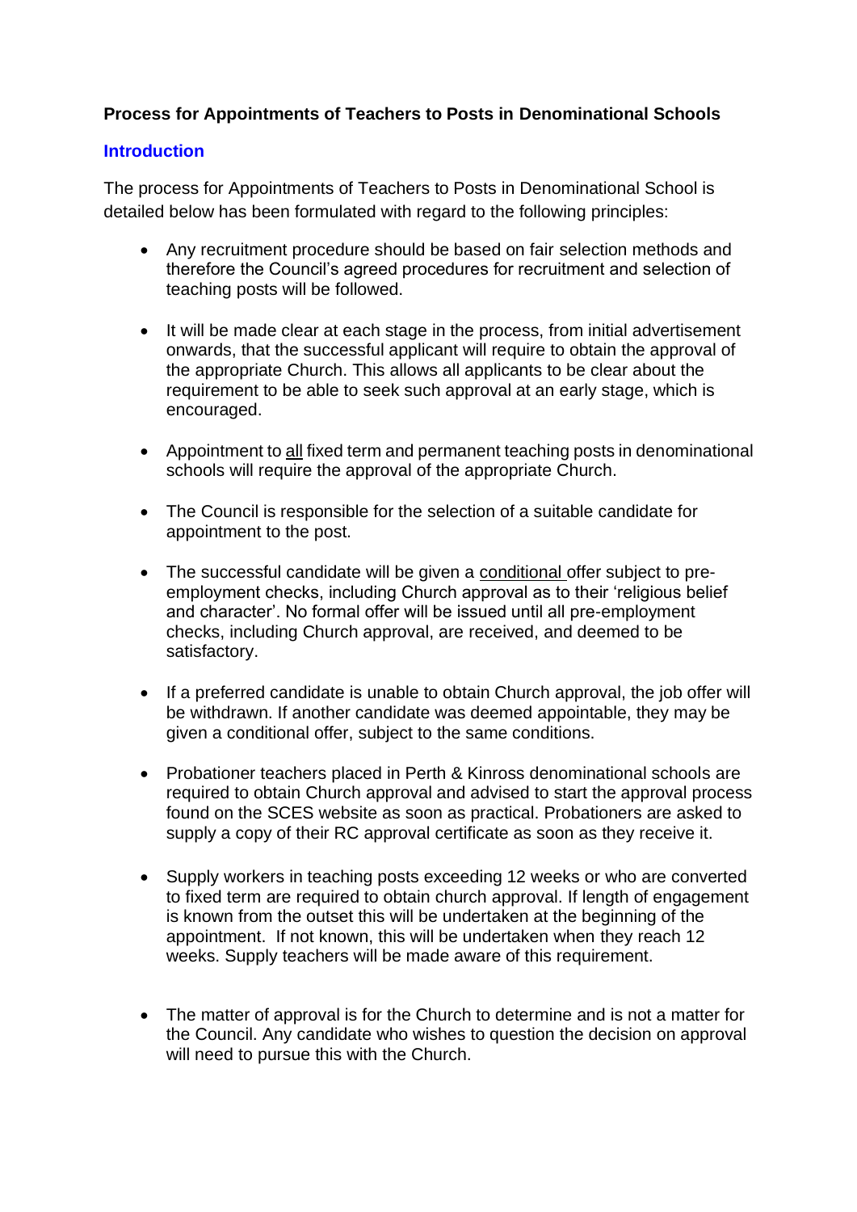**Process for Appointments of Teachers to Posts in Denominational Schools**

## Introduction

The process for Appointments of Teachers to Posts in Denominational School is detailed below has been formulated with regard to the following principles:

- Any recruitment procedure should be based on fair selection methods and therefore the Council's agreed procedures for recruitment and selection of teaching posts will be followed.
- It will be made clear at each stage in the process, from initial advertisement onwards, that the successful applicant will require to obtain the approval of the appropriate Church. This allows all applicants to be clear about the requirement to be able to seek such approval at an early stage, which is encouraged.
- Appointment to <u>all</u> fixed term and permanent teaching posts in denominational schools will require the approval of the appropriate Church.
- The Council is responsible for the selection of a suitable candidate for appointment to the post.
- The successful candidate will be given a <u>conditional</u> offer subject to pre-employment checks, including Church approval as to their 'religious belief and character'. No formal offer will be issued until all pre-employment checks, including Church approval, are received, and deemed to be satisfactory.
- If a preferred candidate is unable to obtain Church approval, the job offer will be withdrawn. If another candidate was deemed appointable, they may be given a conditional offer, subject to the same conditions.
- Probationer teachers placed in Perth & Kinross denominational schools are required to obtain Church approval and advised to start the approval process found on the SCES website as soon as practical. Probationers are asked to supply a copy of their RC approval certificate as soon as they receive it.
- Supply workers in teaching posts exceeding 12 weeks or who are converted to fixed term are required to obtain church approval. If length of engagement is known from the outset this will be undertaken at the beginning of the appointment. If not known, this will be undertaken when they reach 12 weeks. Supply teachers will be made aware of this requirement.
- The matter of approval is for the Church to determine and is not a matter for the Council. Any candidate who wishes to question the decision on approval will need to pursue this with the Church.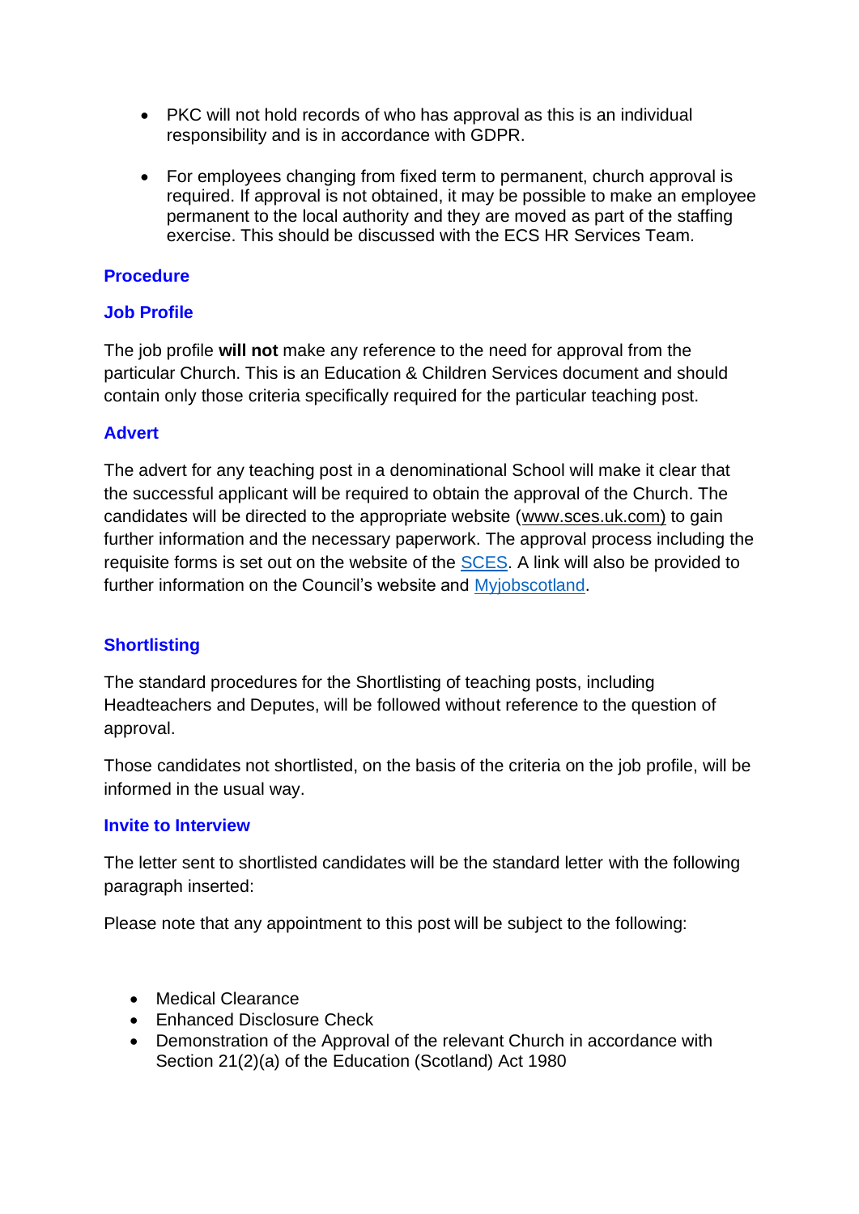- PKC will not hold records of who has approval as this is an individual responsibility and is in accordance with GDPR.

- For employees changing from fixed term to permanent, church approval is required. If approval is not obtained, it may be possible to make an employee permanent to the local authority and they are moved as part of the staffing exercise. This should be discussed with the ECS HR Services Team.

## Procedure

### Job Profile

The job profile **will not** make any reference to the need for approval from the particular Church. This is an Education & Children Services document and should contain only those criteria specifically required for the particular teaching post.

### Advert

The advert for any teaching post in a denominational School will make it clear that the successful applicant will be required to obtain the approval of the Church. The candidates will be directed to the appropriate website (www.sces.uk.com) to gain further information and the necessary paperwork. The approval process including the requisite forms is set out on the website of the SCES. A link will also be provided to further information on the Council's website and Myjobscotland.

### Shortlisting

The standard procedures for the Shortlisting of teaching posts, including Headteachers and Deputes, will be followed without reference to the question of approval.

Those candidates not shortlisted, on the basis of the criteria on the job profile, will be informed in the usual way.

### Invite to Interview

The letter sent to shortlisted candidates will be the standard letter with the following paragraph inserted:

Please note that any appointment to this post will be subject to the following:

- Medical Clearance
- Enhanced Disclosure Check
- Demonstration of the Approval of the relevant Church in accordance with Section 21(2)(a) of the Education (Scotland) Act 1980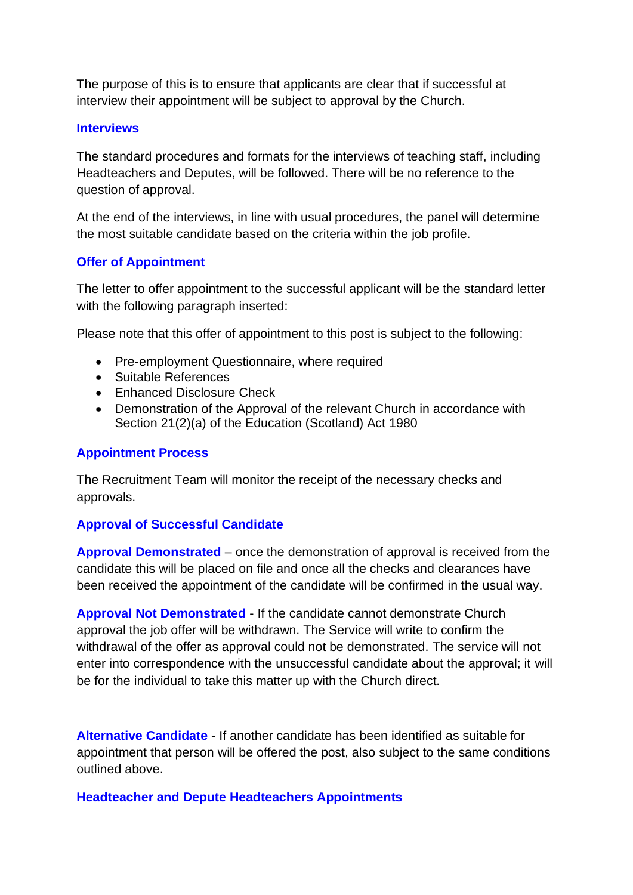The purpose of this is to ensure that applicants are clear that if successful at interview their appointment will be subject to approval by the Church.

### Interviews

The standard procedures and formats for the interviews of teaching staff, including Headteachers and Deputes, will be followed. There will be no reference to the question of approval.

At the end of the interviews, in line with usual procedures, the panel will determine the most suitable candidate based on the criteria within the job profile.

### Offer of Appointment

The letter to offer appointment to the successful applicant will be the standard letter with the following paragraph inserted:

Please note that this offer of appointment to this post is subject to the following:

- Pre-employment Questionnaire, where required
- Suitable References
- Enhanced Disclosure Check
- Demonstration of the Approval of the relevant Church in accordance with Section 21(2)(a) of the Education (Scotland) Act 1980

### Appointment Process

The Recruitment Team will monitor the receipt of the necessary checks and approvals.

### Approval of Successful Candidate

**Approval Demonstrated** – once the demonstration of approval is received from the candidate this will be placed on file and once all the checks and clearances have been received the appointment of the candidate will be confirmed in the usual way.

**Approval Not Demonstrated** - If the candidate cannot demonstrate Church approval the job offer will be withdrawn. The Service will write to confirm the withdrawal of the offer as approval could not be demonstrated. The service will not enter into correspondence with the unsuccessful candidate about the approval; it will be for the individual to take this matter up with the Church direct.

**Alternative Candidate** - If another candidate has been identified as suitable for appointment that person will be offered the post, also subject to the same conditions outlined above.

### Headteacher and Depute Headteachers Appointments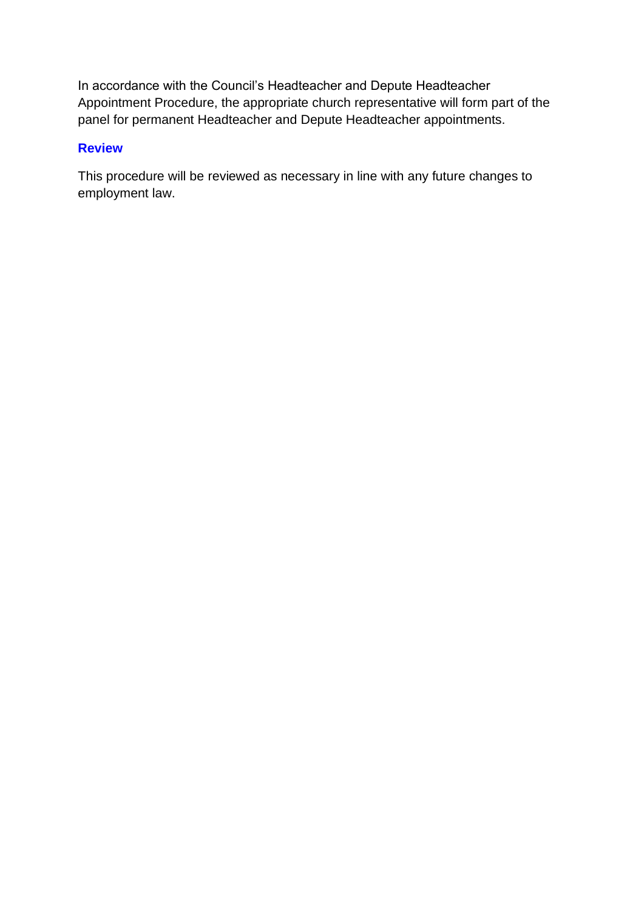In accordance with the Council's Headteacher and Depute Headteacher Appointment Procedure, the appropriate church representative will form part of the panel for permanent Headteacher and Depute Headteacher appointments.

## Review

This procedure will be reviewed as necessary in line with any future changes to employment law.